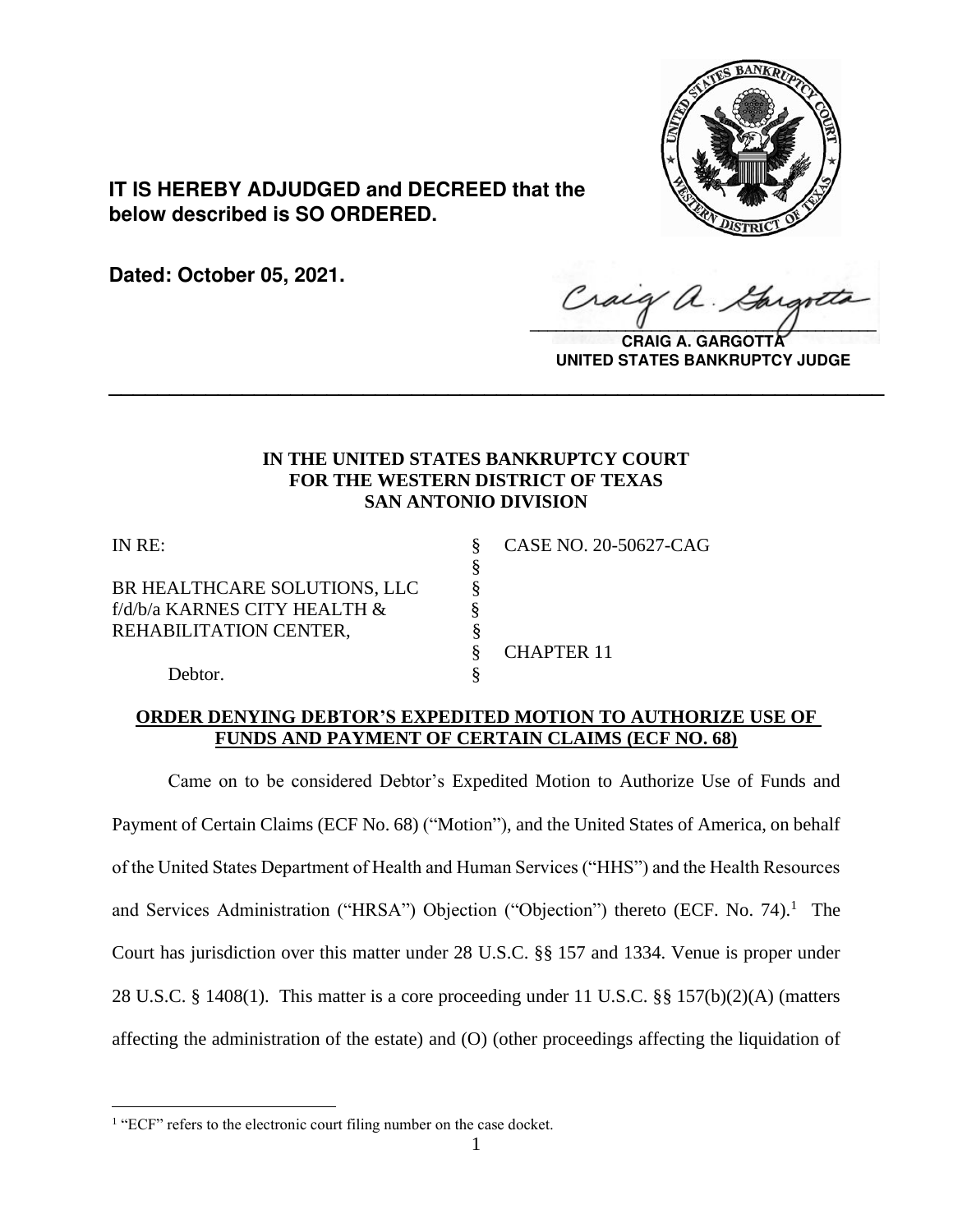**IT IS HEREBY ADJUDGED and DECREED that the below described is SO ORDERED.**

**Dated: October 05, 2021.**

**CRAIG A. GARGOTTA**
**UNITED STATES BANKRUPTCY JUDGE**

---

**IN THE UNITED STATES BANKRUPTCY COURT**
**FOR THE WESTERN DISTRICT OF TEXAS**
**SAN ANTONIO DIVISION**

| | | |
|---|---|---|
| IN RE: | § | CASE NO. 20-50627-CAG |
| | § | |
| BR HEALTHCARE SOLUTIONS, LLC | § | |
| f/d/b/a KARNES CITY HEALTH & | § | |
| REHABILITATION CENTER, | § | |
| | § | CHAPTER 11 |
| Debtor. | § | |

**ORDER DENYING DEBTOR'S EXPEDITED MOTION TO AUTHORIZE USE OF FUNDS AND PAYMENT OF CERTAIN CLAIMS (ECF NO. 68)**

Came on to be considered Debtor's Expedited Motion to Authorize Use of Funds and Payment of Certain Claims (ECF No. 68) ("Motion"), and the United States of America, on behalf of the United States Department of Health and Human Services ("HHS") and the Health Resources and Services Administration ("HRSA") Objection ("Objection") thereto (ECF. No. 74).[1] The Court has jurisdiction over this matter under 28 U.S.C. §§ 157 and 1334. Venue is proper under 28 U.S.C. § 1408(1). This matter is a core proceeding under 11 U.S.C. §§ 157(b)(2)(A) (matters affecting the administration of the estate) and (O) (other proceedings affecting the liquidation of

[1] "ECF" refers to the electronic court filing number on the case docket.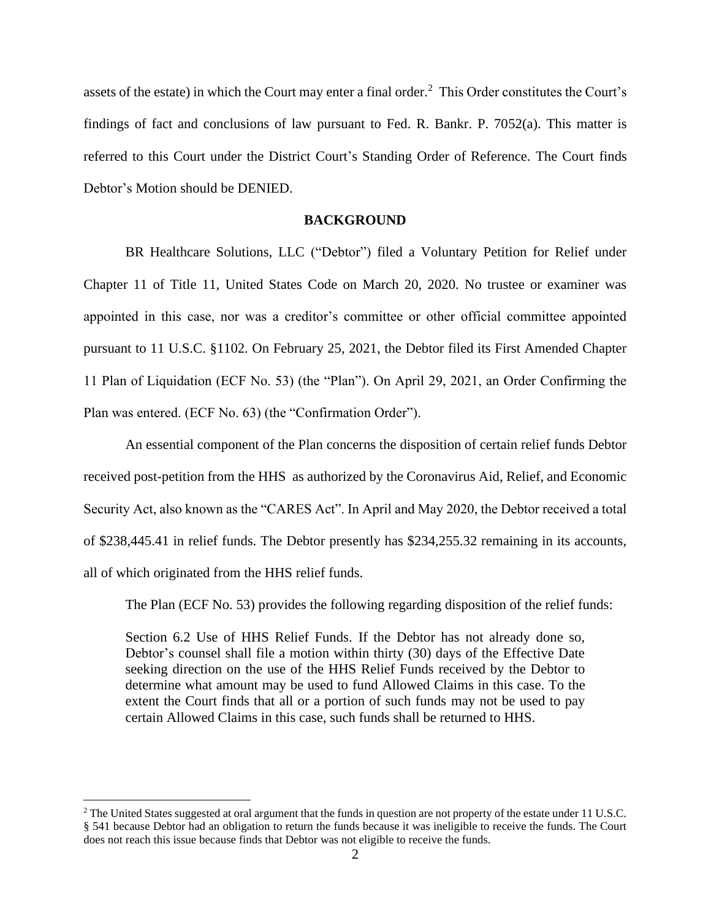assets of the estate) in which the Court may enter a final order.[2] This Order constitutes the Court's findings of fact and conclusions of law pursuant to Fed. R. Bankr. P. 7052(a). This matter is referred to this Court under the District Court's Standing Order of Reference. The Court finds Debtor's Motion should be DENIED.

## BACKGROUND

BR Healthcare Solutions, LLC ("Debtor") filed a Voluntary Petition for Relief under Chapter 11 of Title 11, United States Code on March 20, 2020. No trustee or examiner was appointed in this case, nor was a creditor's committee or other official committee appointed pursuant to 11 U.S.C. §1102. On February 25, 2021, the Debtor filed its First Amended Chapter 11 Plan of Liquidation (ECF No. 53) (the "Plan"). On April 29, 2021, an Order Confirming the Plan was entered. (ECF No. 63) (the "Confirmation Order").

An essential component of the Plan concerns the disposition of certain relief funds Debtor received post-petition from the HHS as authorized by the Coronavirus Aid, Relief, and Economic Security Act, also known as the "CARES Act". In April and May 2020, the Debtor received a total of $238,445.41 in relief funds. The Debtor presently has $234,255.32 remaining in its accounts, all of which originated from the HHS relief funds.

The Plan (ECF No. 53) provides the following regarding disposition of the relief funds:

> Section 6.2 Use of HHS Relief Funds. If the Debtor has not already done so, Debtor's counsel shall file a motion within thirty (30) days of the Effective Date seeking direction on the use of the HHS Relief Funds received by the Debtor to determine what amount may be used to fund Allowed Claims in this case. To the extent the Court finds that all or a portion of such funds may not be used to pay certain Allowed Claims in this case, such funds shall be returned to HHS.

---

[2] The United States suggested at oral argument that the funds in question are not property of the estate under 11 U.S.C. § 541 because Debtor had an obligation to return the funds because it was ineligible to receive the funds. The Court does not reach this issue because finds that Debtor was not eligible to receive the funds.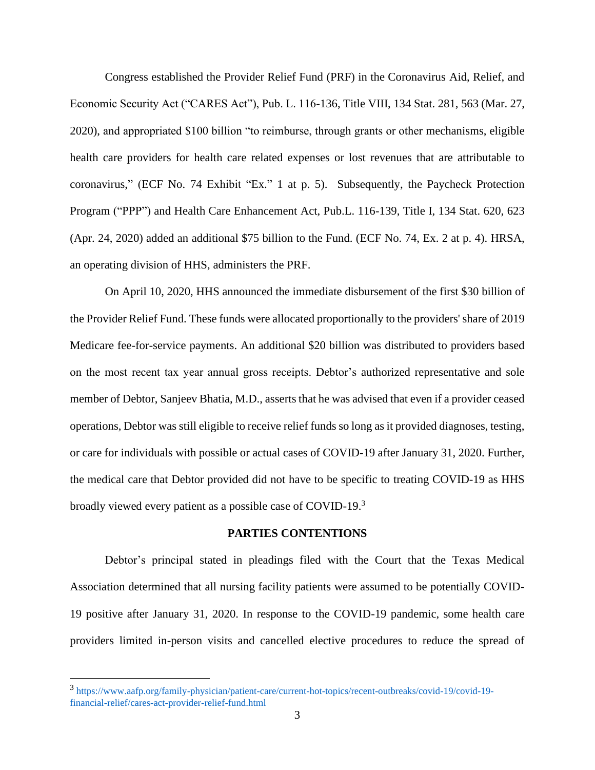Congress established the Provider Relief Fund (PRF) in the Coronavirus Aid, Relief, and Economic Security Act ("CARES Act"), Pub. L. 116-136, Title VIII, 134 Stat. 281, 563 (Mar. 27, 2020), and appropriated $100 billion "to reimburse, through grants or other mechanisms, eligible health care providers for health care related expenses or lost revenues that are attributable to coronavirus," (ECF No. 74 Exhibit "Ex." 1 at p. 5). Subsequently, the Paycheck Protection Program ("PPP") and Health Care Enhancement Act, Pub.L. 116-139, Title I, 134 Stat. 620, 623 (Apr. 24, 2020) added an additional $75 billion to the Fund. (ECF No. 74, Ex. 2 at p. 4). HRSA, an operating division of HHS, administers the PRF.

On April 10, 2020, HHS announced the immediate disbursement of the first $30 billion of the Provider Relief Fund. These funds were allocated proportionally to the providers' share of 2019 Medicare fee-for-service payments. An additional $20 billion was distributed to providers based on the most recent tax year annual gross receipts. Debtor's authorized representative and sole member of Debtor, Sanjeev Bhatia, M.D., asserts that he was advised that even if a provider ceased operations, Debtor was still eligible to receive relief funds so long as it provided diagnoses, testing, or care for individuals with possible or actual cases of COVID-19 after January 31, 2020. Further, the medical care that Debtor provided did not have to be specific to treating COVID-19 as HHS broadly viewed every patient as a possible case of COVID-19.[3]

## PARTIES CONTENTIONS

Debtor's principal stated in pleadings filed with the Court that the Texas Medical Association determined that all nursing facility patients were assumed to be potentially COVID-19 positive after January 31, 2020. In response to the COVID-19 pandemic, some health care providers limited in-person visits and cancelled elective procedures to reduce the spread of

---

[3] https://www.aafp.org/family-physician/patient-care/current-hot-topics/recent-outbreaks/covid-19/covid-19-financial-relief/cares-act-provider-relief-fund.html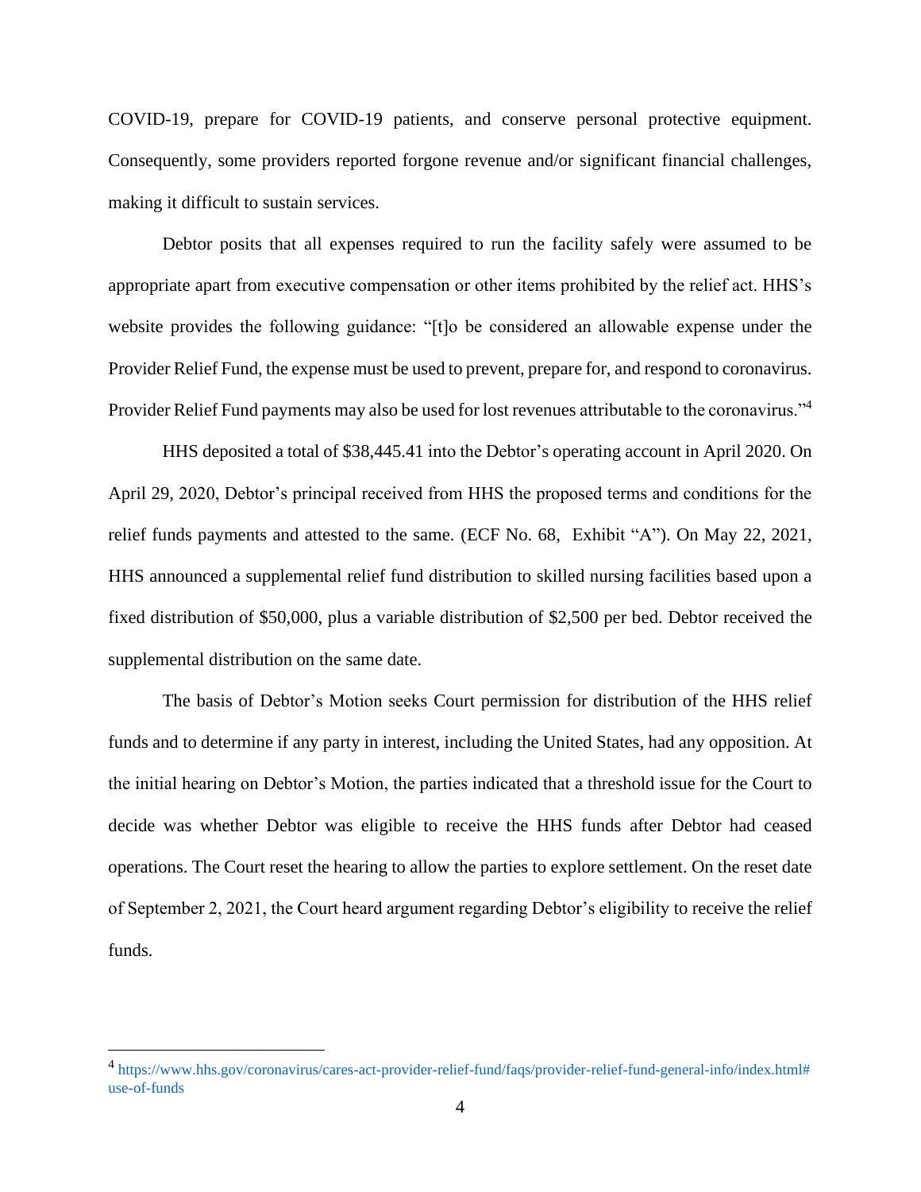COVID-19, prepare for COVID-19 patients, and conserve personal protective equipment. Consequently, some providers reported forgone revenue and/or significant financial challenges, making it difficult to sustain services.

Debtor posits that all expenses required to run the facility safely were assumed to be appropriate apart from executive compensation or other items prohibited by the relief act. HHS's website provides the following guidance: "[t]o be considered an allowable expense under the Provider Relief Fund, the expense must be used to prevent, prepare for, and respond to coronavirus. Provider Relief Fund payments may also be used for lost revenues attributable to the coronavirus."[4]

HHS deposited a total of $38,445.41 into the Debtor's operating account in April 2020. On April 29, 2020, Debtor's principal received from HHS the proposed terms and conditions for the relief funds payments and attested to the same. (ECF No. 68, Exhibit "A"). On May 22, 2021, HHS announced a supplemental relief fund distribution to skilled nursing facilities based upon a fixed distribution of $50,000, plus a variable distribution of $2,500 per bed. Debtor received the supplemental distribution on the same date.

The basis of Debtor's Motion seeks Court permission for distribution of the HHS relief funds and to determine if any party in interest, including the United States, had any opposition. At the initial hearing on Debtor's Motion, the parties indicated that a threshold issue for the Court to decide was whether Debtor was eligible to receive the HHS funds after Debtor had ceased operations. The Court reset the hearing to allow the parties to explore settlement. On the reset date of September 2, 2021, the Court heard argument regarding Debtor's eligibility to receive the relief funds.

---

[4] https://www.hhs.gov/coronavirus/cares-act-provider-relief-fund/faqs/provider-relief-fund-general-info/index.html#use-of-funds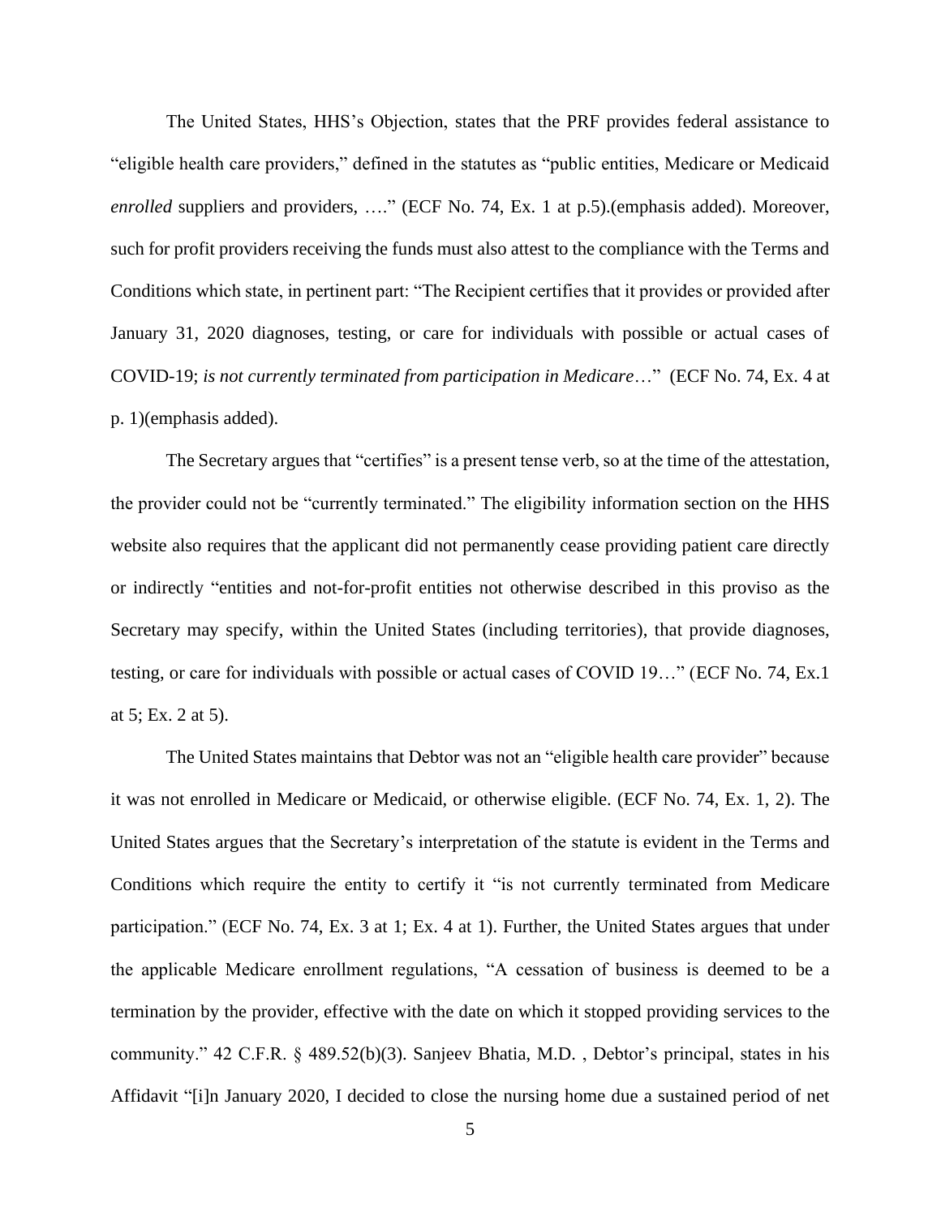The United States, HHS's Objection, states that the PRF provides federal assistance to "eligible health care providers," defined in the statutes as "public entities, Medicare or Medicaid *enrolled* suppliers and providers, …." (ECF No. 74, Ex. 1 at p.5).(emphasis added). Moreover, such for profit providers receiving the funds must also attest to the compliance with the Terms and Conditions which state, in pertinent part: "The Recipient certifies that it provides or provided after January 31, 2020 diagnoses, testing, or care for individuals with possible or actual cases of COVID-19; *is not currently terminated from participation in Medicare*…" (ECF No. 74, Ex. 4 at p. 1)(emphasis added).

The Secretary argues that "certifies" is a present tense verb, so at the time of the attestation, the provider could not be "currently terminated." The eligibility information section on the HHS website also requires that the applicant did not permanently cease providing patient care directly or indirectly "entities and not-for-profit entities not otherwise described in this proviso as the Secretary may specify, within the United States (including territories), that provide diagnoses, testing, or care for individuals with possible or actual cases of COVID 19…" (ECF No. 74, Ex.1 at 5; Ex. 2 at 5).

The United States maintains that Debtor was not an "eligible health care provider" because it was not enrolled in Medicare or Medicaid, or otherwise eligible. (ECF No. 74, Ex. 1, 2). The United States argues that the Secretary's interpretation of the statute is evident in the Terms and Conditions which require the entity to certify it "is not currently terminated from Medicare participation." (ECF No. 74, Ex. 3 at 1; Ex. 4 at 1). Further, the United States argues that under the applicable Medicare enrollment regulations, "A cessation of business is deemed to be a termination by the provider, effective with the date on which it stopped providing services to the community." 42 C.F.R. § 489.52(b)(3). Sanjeev Bhatia, M.D. , Debtor's principal, states in his Affidavit "[i]n January 2020, I decided to close the nursing home due a sustained period of net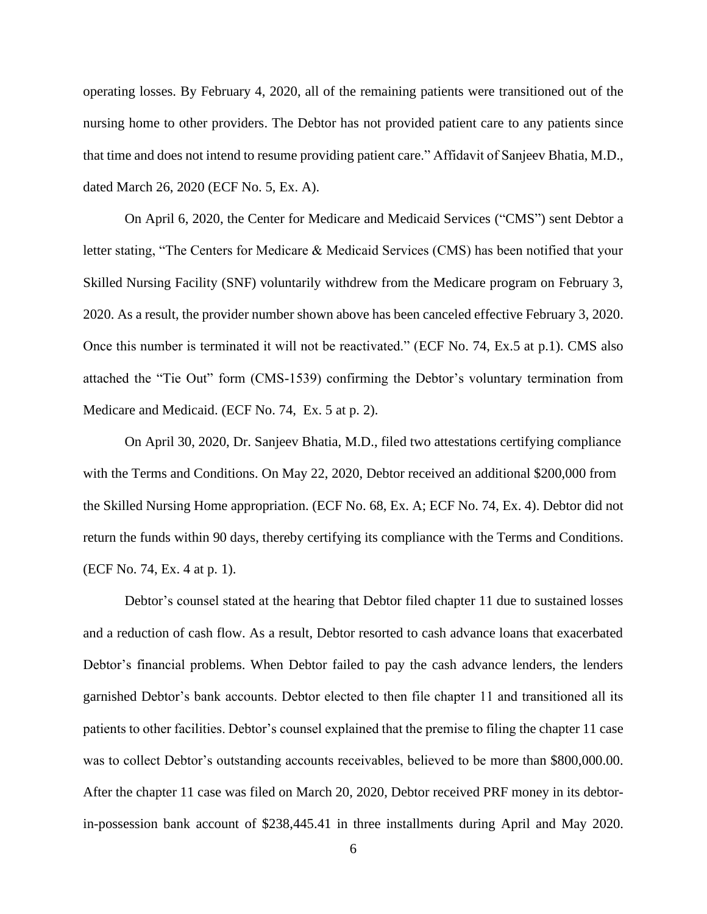operating losses. By February 4, 2020, all of the remaining patients were transitioned out of the nursing home to other providers. The Debtor has not provided patient care to any patients since that time and does not intend to resume providing patient care." Affidavit of Sanjeev Bhatia, M.D., dated March 26, 2020 (ECF No. 5, Ex. A).

On April 6, 2020, the Center for Medicare and Medicaid Services ("CMS") sent Debtor a letter stating, "The Centers for Medicare & Medicaid Services (CMS) has been notified that your Skilled Nursing Facility (SNF) voluntarily withdrew from the Medicare program on February 3, 2020. As a result, the provider number shown above has been canceled effective February 3, 2020. Once this number is terminated it will not be reactivated." (ECF No. 74, Ex.5 at p.1). CMS also attached the "Tie Out" form (CMS-1539) confirming the Debtor's voluntary termination from Medicare and Medicaid. (ECF No. 74, Ex. 5 at p. 2).

On April 30, 2020, Dr. Sanjeev Bhatia, M.D., filed two attestations certifying compliance with the Terms and Conditions. On May 22, 2020, Debtor received an additional $200,000 from the Skilled Nursing Home appropriation. (ECF No. 68, Ex. A; ECF No. 74, Ex. 4). Debtor did not return the funds within 90 days, thereby certifying its compliance with the Terms and Conditions. (ECF No. 74, Ex. 4 at p. 1).

Debtor's counsel stated at the hearing that Debtor filed chapter 11 due to sustained losses and a reduction of cash flow. As a result, Debtor resorted to cash advance loans that exacerbated Debtor's financial problems. When Debtor failed to pay the cash advance lenders, the lenders garnished Debtor's bank accounts. Debtor elected to then file chapter 11 and transitioned all its patients to other facilities. Debtor's counsel explained that the premise to filing the chapter 11 case was to collect Debtor's outstanding accounts receivables, believed to be more than $800,000.00. After the chapter 11 case was filed on March 20, 2020, Debtor received PRF money in its debtor-in-possession bank account of $238,445.41 in three installments during April and May 2020.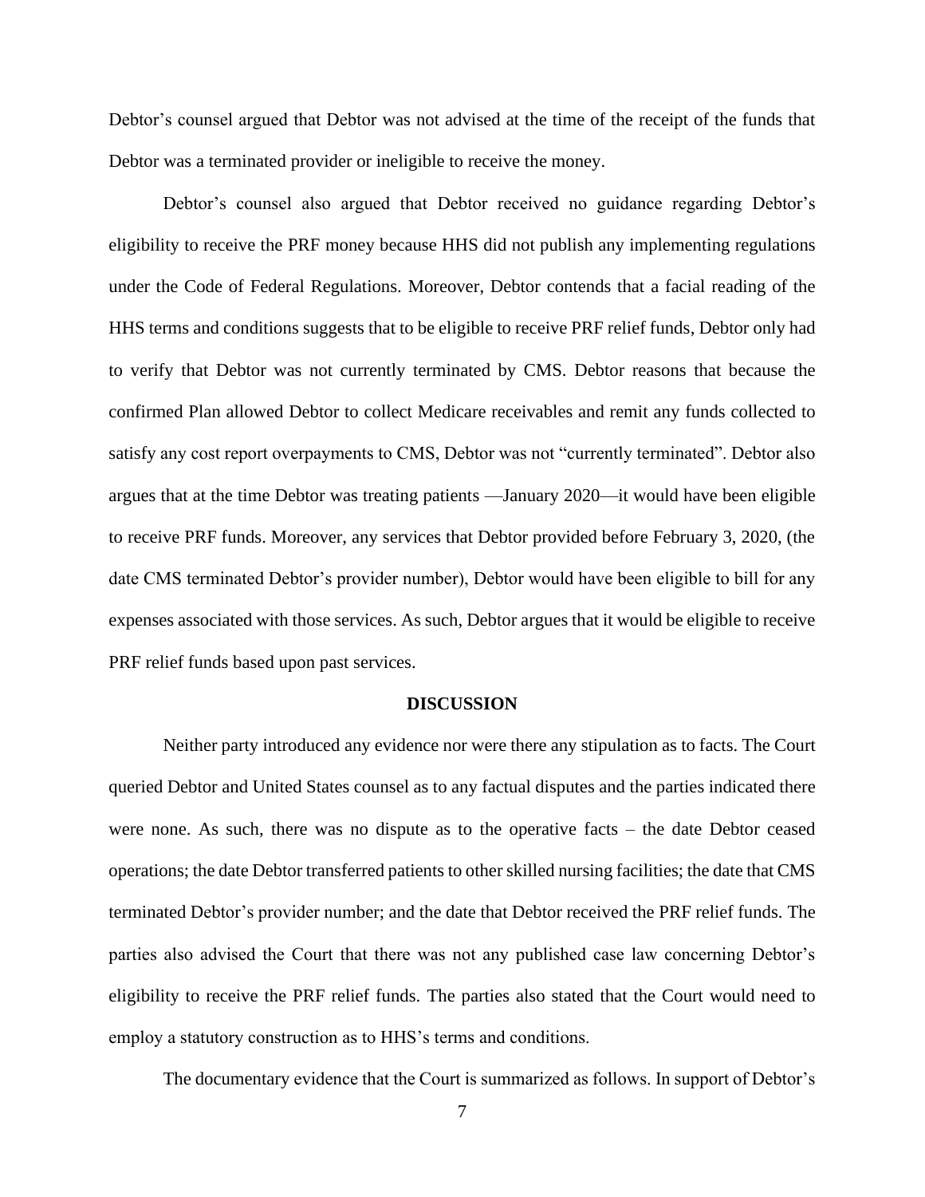Debtor's counsel argued that Debtor was not advised at the time of the receipt of the funds that Debtor was a terminated provider or ineligible to receive the money.

Debtor's counsel also argued that Debtor received no guidance regarding Debtor's eligibility to receive the PRF money because HHS did not publish any implementing regulations under the Code of Federal Regulations. Moreover, Debtor contends that a facial reading of the HHS terms and conditions suggests that to be eligible to receive PRF relief funds, Debtor only had to verify that Debtor was not currently terminated by CMS. Debtor reasons that because the confirmed Plan allowed Debtor to collect Medicare receivables and remit any funds collected to satisfy any cost report overpayments to CMS, Debtor was not "currently terminated". Debtor also argues that at the time Debtor was treating patients —January 2020—it would have been eligible to receive PRF funds. Moreover, any services that Debtor provided before February 3, 2020, (the date CMS terminated Debtor's provider number), Debtor would have been eligible to bill for any expenses associated with those services. As such, Debtor argues that it would be eligible to receive PRF relief funds based upon past services.

**DISCUSSION**

Neither party introduced any evidence nor were there any stipulation as to facts. The Court queried Debtor and United States counsel as to any factual disputes and the parties indicated there were none. As such, there was no dispute as to the operative facts – the date Debtor ceased operations; the date Debtor transferred patients to other skilled nursing facilities; the date that CMS terminated Debtor's provider number; and the date that Debtor received the PRF relief funds. The parties also advised the Court that there was not any published case law concerning Debtor's eligibility to receive the PRF relief funds. The parties also stated that the Court would need to employ a statutory construction as to HHS's terms and conditions.

The documentary evidence that the Court is summarized as follows. In support of Debtor's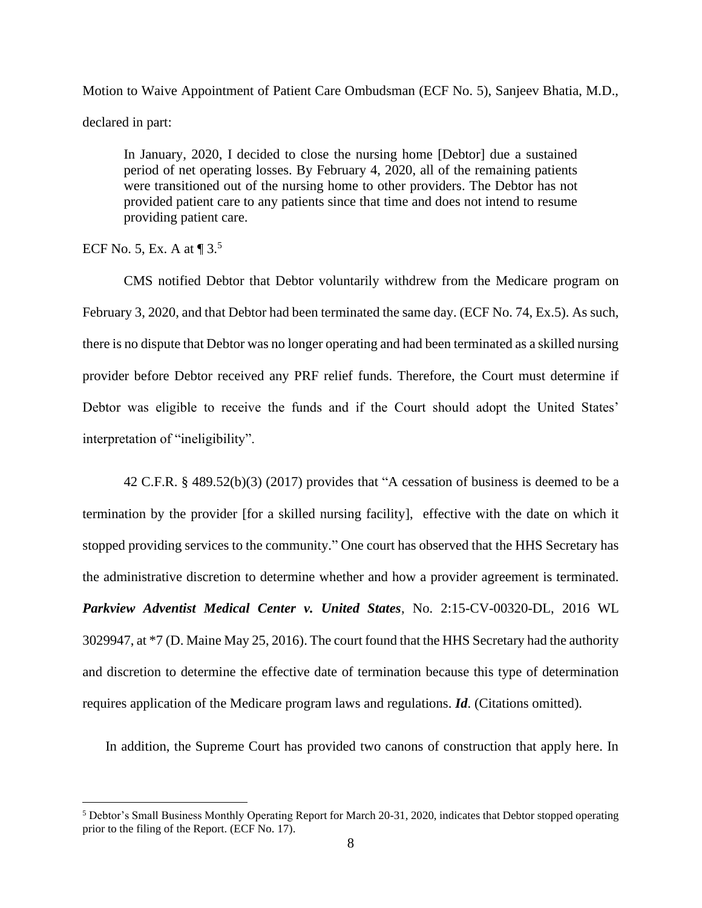Motion to Waive Appointment of Patient Care Ombudsman (ECF No. 5), Sanjeev Bhatia, M.D., declared in part:

> In January, 2020, I decided to close the nursing home [Debtor] due a sustained period of net operating losses. By February 4, 2020, all of the remaining patients were transitioned out of the nursing home to other providers. The Debtor has not provided patient care to any patients since that time and does not intend to resume providing patient care.

ECF No. 5, Ex. A at ¶ 3.[5]

CMS notified Debtor that Debtor voluntarily withdrew from the Medicare program on February 3, 2020, and that Debtor had been terminated the same day. (ECF No. 74, Ex.5). As such, there is no dispute that Debtor was no longer operating and had been terminated as a skilled nursing provider before Debtor received any PRF relief funds. Therefore, the Court must determine if Debtor was eligible to receive the funds and if the Court should adopt the United States' interpretation of "ineligibility".

42 C.F.R. § 489.52(b)(3) (2017) provides that "A cessation of business is deemed to be a termination by the provider [for a skilled nursing facility], effective with the date on which it stopped providing services to the community." One court has observed that the HHS Secretary has the administrative discretion to determine whether and how a provider agreement is terminated. ***Parkview Adventist Medical Center v. United States***, No. 2:15-CV-00320-DL, 2016 WL 3029947, at *7 (D. Maine May 25, 2016). The court found that the HHS Secretary had the authority and discretion to determine the effective date of termination because this type of determination requires application of the Medicare program laws and regulations. ***Id***. (Citations omitted).

In addition, the Supreme Court has provided two canons of construction that apply here. In

---

[5] Debtor's Small Business Monthly Operating Report for March 20-31, 2020, indicates that Debtor stopped operating prior to the filing of the Report. (ECF No. 17).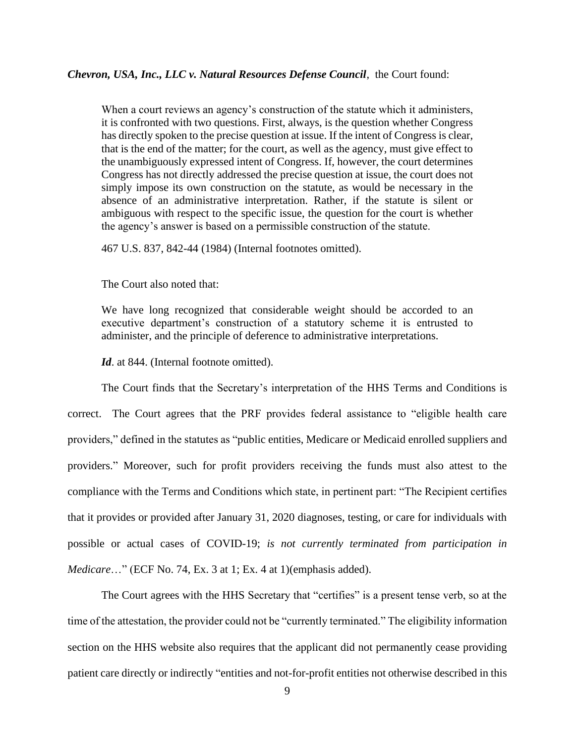***Chevron, USA, Inc., LLC v. Natural Resources Defense Council***, the Court found:

> When a court reviews an agency's construction of the statute which it administers, it is confronted with two questions. First, always, is the question whether Congress has directly spoken to the precise question at issue. If the intent of Congress is clear, that is the end of the matter; for the court, as well as the agency, must give effect to the unambiguously expressed intent of Congress. If, however, the court determines Congress has not directly addressed the precise question at issue, the court does not simply impose its own construction on the statute, as would be necessary in the absence of an administrative interpretation. Rather, if the statute is silent or ambiguous with respect to the specific issue, the question for the court is whether the agency's answer is based on a permissible construction of the statute.
>
> 467 U.S. 837, 842-44 (1984) (Internal footnotes omitted).

The Court also noted that:

> We have long recognized that considerable weight should be accorded to an executive department's construction of a statutory scheme it is entrusted to administer, and the principle of deference to administrative interpretations.
>
> ***Id***. at 844. (Internal footnote omitted).

The Court finds that the Secretary's interpretation of the HHS Terms and Conditions is correct. The Court agrees that the PRF provides federal assistance to "eligible health care providers," defined in the statutes as "public entities, Medicare or Medicaid enrolled suppliers and providers." Moreover, such for profit providers receiving the funds must also attest to the compliance with the Terms and Conditions which state, in pertinent part: "The Recipient certifies that it provides or provided after January 31, 2020 diagnoses, testing, or care for individuals with possible or actual cases of COVID-19; *is not currently terminated from participation in Medicare*…" (ECF No. 74, Ex. 3 at 1; Ex. 4 at 1)(emphasis added).

The Court agrees with the HHS Secretary that "certifies" is a present tense verb, so at the time of the attestation, the provider could not be "currently terminated." The eligibility information section on the HHS website also requires that the applicant did not permanently cease providing patient care directly or indirectly "entities and not-for-profit entities not otherwise described in this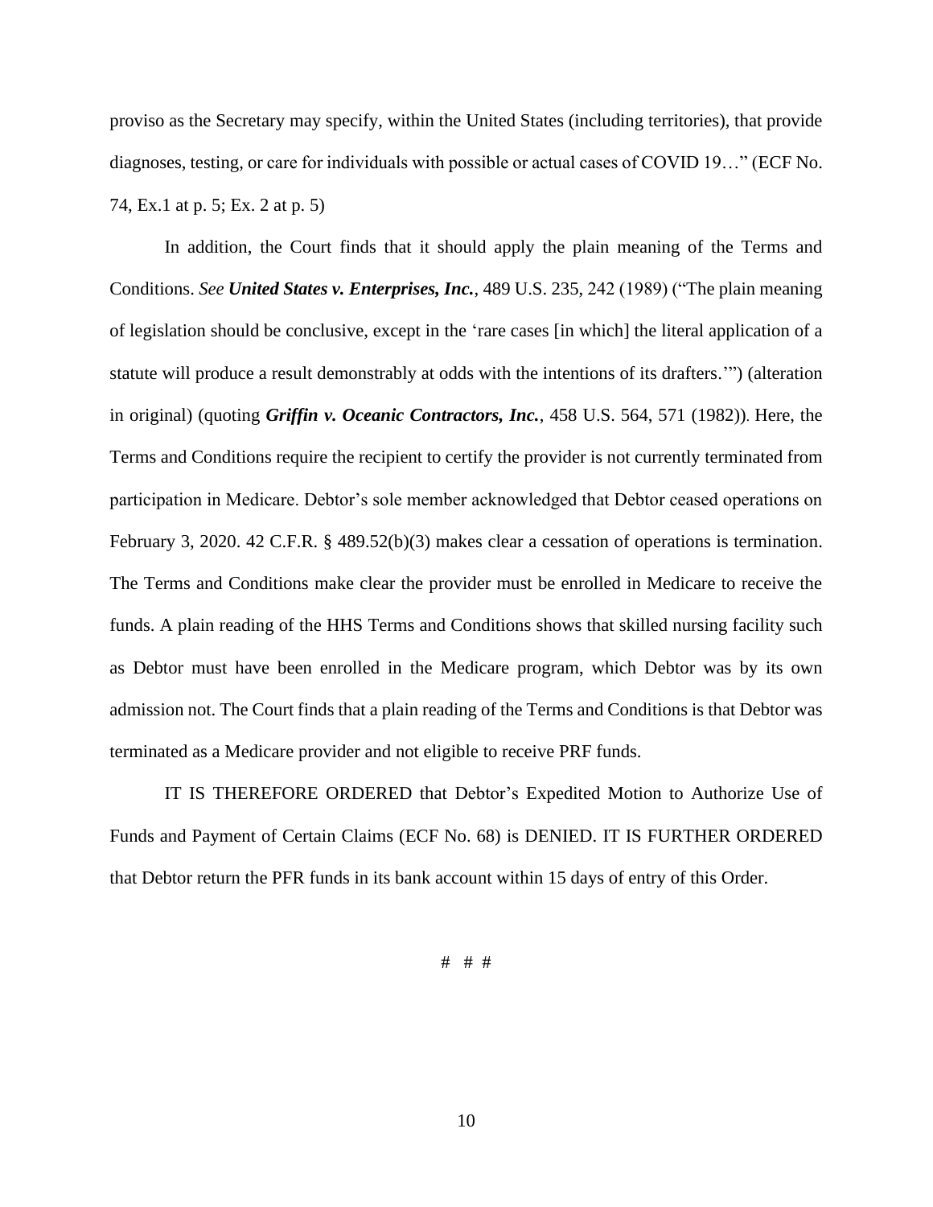proviso as the Secretary may specify, within the United States (including territories), that provide diagnoses, testing, or care for individuals with possible or actual cases of COVID 19…" (ECF No. 74, Ex.1 at p. 5; Ex. 2 at p. 5)

In addition, the Court finds that it should apply the plain meaning of the Terms and Conditions. *See* ***United States v. Enterprises, Inc.***, 489 U.S. 235, 242 (1989) ("The plain meaning of legislation should be conclusive, except in the 'rare cases [in which] the literal application of a statute will produce a result demonstrably at odds with the intentions of its drafters.'") (alteration in original) (quoting ***Griffin v. Oceanic Contractors, Inc.***, 458 U.S. 564, 571 (1982)). Here, the Terms and Conditions require the recipient to certify the provider is not currently terminated from participation in Medicare. Debtor's sole member acknowledged that Debtor ceased operations on February 3, 2020. 42 C.F.R. § 489.52(b)(3) makes clear a cessation of operations is termination. The Terms and Conditions make clear the provider must be enrolled in Medicare to receive the funds. A plain reading of the HHS Terms and Conditions shows that skilled nursing facility such as Debtor must have been enrolled in the Medicare program, which Debtor was by its own admission not. The Court finds that a plain reading of the Terms and Conditions is that Debtor was terminated as a Medicare provider and not eligible to receive PRF funds.

IT IS THEREFORE ORDERED that Debtor's Expedited Motion to Authorize Use of Funds and Payment of Certain Claims (ECF No. 68) is DENIED. IT IS FURTHER ORDERED that Debtor return the PFR funds in its bank account within 15 days of entry of this Order.

# # #